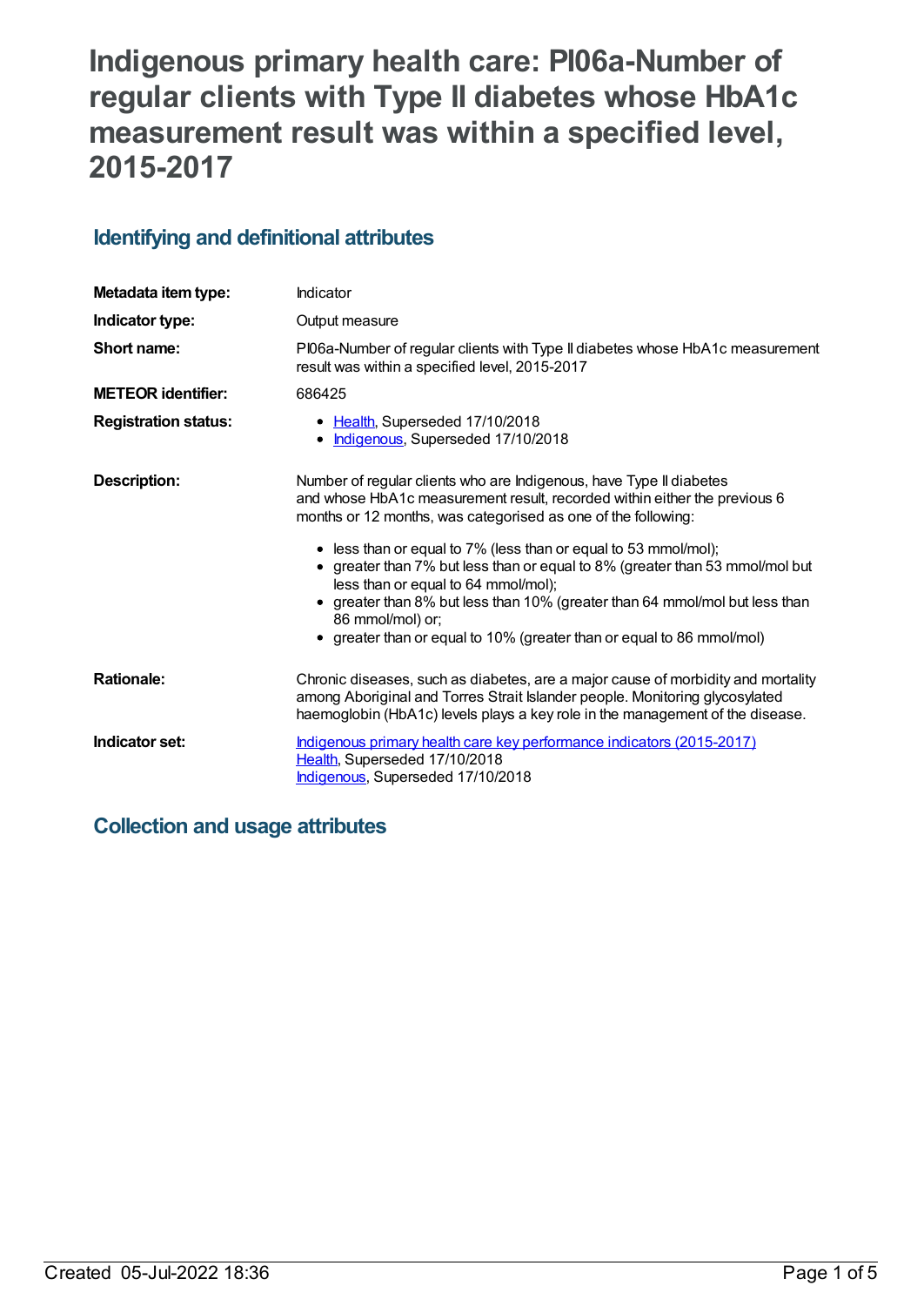# Indigenous primary health care: PI06a-Number of regular clients with Type II diabetes whose HbA1c measurement result was within a specified level, 2015-2017

## Identifying and definitional attributes

| | |
|---|---|
| **Metadata item type:** | Indicator |
| **Indicator type:** | Output measure |
| **Short name:** | PI06a-Number of regular clients with Type II diabetes whose HbA1c measurement result was within a specified level, 2015-2017 |
| **METEOR identifier:** | 686425 |
| **Registration status:** | <ul><li>Health, Superseded 17/10/2018</li><li>Indigenous, Superseded 17/10/2018</li></ul> |
| **Description:** | Number of regular clients who are Indigenous, have Type II diabetes and whose HbA1c measurement result, recorded within either the previous 6 months or 12 months, was categorised as one of the following:<ul><li>less than or equal to 7% (less than or equal to 53 mmol/mol);</li><li>greater than 7% but less than or equal to 8% (greater than 53 mmol/mol but less than or equal to 64 mmol/mol);</li><li>greater than 8% but less than 10% (greater than 64 mmol/mol but less than 86 mmol/mol) or;</li><li>greater than or equal to 10% (greater than or equal to 86 mmol/mol)</li></ul> |
| **Rationale:** | Chronic diseases, such as diabetes, are a major cause of morbidity and mortality among Aboriginal and Torres Strait Islander people. Monitoring glycosylated haemoglobin (HbA1c) levels plays a key role in the management of the disease. |
| **Indicator set:** | Indigenous primary health care key performance indicators (2015-2017)<br>Health, Superseded 17/10/2018<br>Indigenous, Superseded 17/10/2018 |

## Collection and usage attributes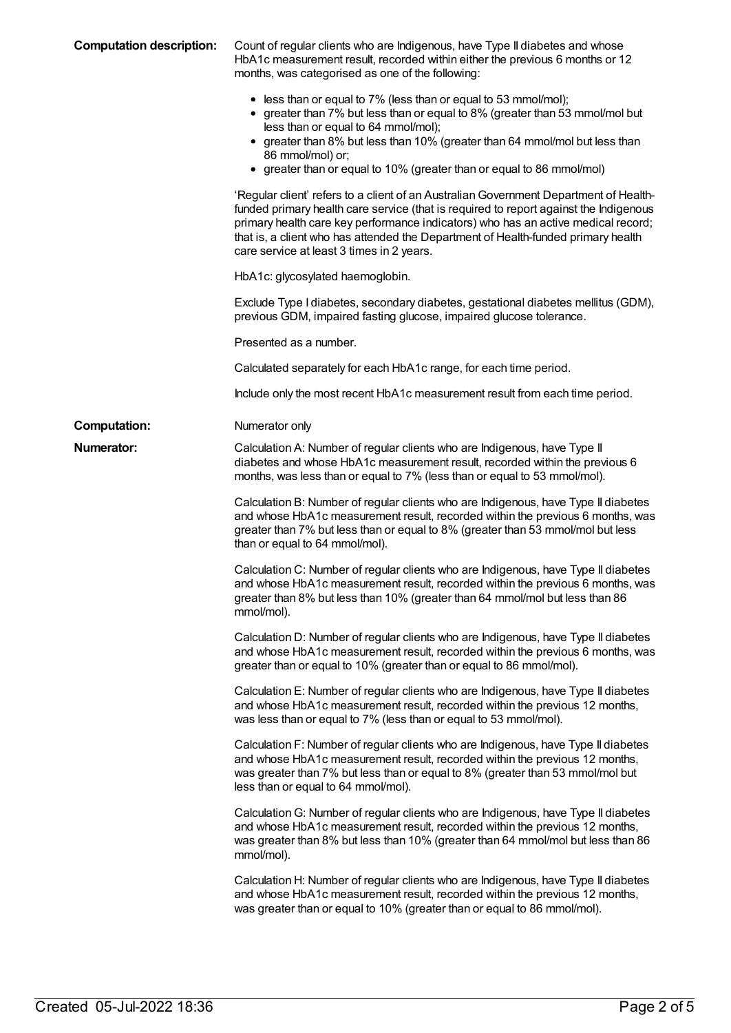**Computation description:** Count of regular clients who are Indigenous, have Type II diabetes and whose HbA1c measurement result, recorded within either the previous 6 months or 12 months, was categorised as one of the following:

- less than or equal to 7% (less than or equal to 53 mmol/mol);
- greater than 7% but less than or equal to 8% (greater than 53 mmol/mol but less than or equal to 64 mmol/mol);
- greater than 8% but less than 10% (greater than 64 mmol/mol but less than 86 mmol/mol) or;
- greater than or equal to 10% (greater than or equal to 86 mmol/mol)

'Regular client' refers to a client of an Australian Government Department of Health-funded primary health care service (that is required to report against the Indigenous primary health care key performance indicators) who has an active medical record; that is, a client who has attended the Department of Health-funded primary health care service at least 3 times in 2 years.

HbA1c: glycosylated haemoglobin.

Exclude Type I diabetes, secondary diabetes, gestational diabetes mellitus (GDM), previous GDM, impaired fasting glucose, impaired glucose tolerance.

Presented as a number.

Calculated separately for each HbA1c range, for each time period.

Include only the most recent HbA1c measurement result from each time period.

**Computation:** Numerator only

**Numerator:** Calculation A: Number of regular clients who are Indigenous, have Type II diabetes and whose HbA1c measurement result, recorded within the previous 6 months, was less than or equal to 7% (less than or equal to 53 mmol/mol).

Calculation B: Number of regular clients who are Indigenous, have Type II diabetes and whose HbA1c measurement result, recorded within the previous 6 months, was greater than 7% but less than or equal to 8% (greater than 53 mmol/mol but less than or equal to 64 mmol/mol).

Calculation C: Number of regular clients who are Indigenous, have Type II diabetes and whose HbA1c measurement result, recorded within the previous 6 months, was greater than 8% but less than 10% (greater than 64 mmol/mol but less than 86 mmol/mol).

Calculation D: Number of regular clients who are Indigenous, have Type II diabetes and whose HbA1c measurement result, recorded within the previous 6 months, was greater than or equal to 10% (greater than or equal to 86 mmol/mol).

Calculation E: Number of regular clients who are Indigenous, have Type II diabetes and whose HbA1c measurement result, recorded within the previous 12 months, was less than or equal to 7% (less than or equal to 53 mmol/mol).

Calculation F: Number of regular clients who are Indigenous, have Type II diabetes and whose HbA1c measurement result, recorded within the previous 12 months, was greater than 7% but less than or equal to 8% (greater than 53 mmol/mol but less than or equal to 64 mmol/mol).

Calculation G: Number of regular clients who are Indigenous, have Type II diabetes and whose HbA1c measurement result, recorded within the previous 12 months, was greater than 8% but less than 10% (greater than 64 mmol/mol but less than 86 mmol/mol).

Calculation H: Number of regular clients who are Indigenous, have Type II diabetes and whose HbA1c measurement result, recorded within the previous 12 months, was greater than or equal to 10% (greater than or equal to 86 mmol/mol).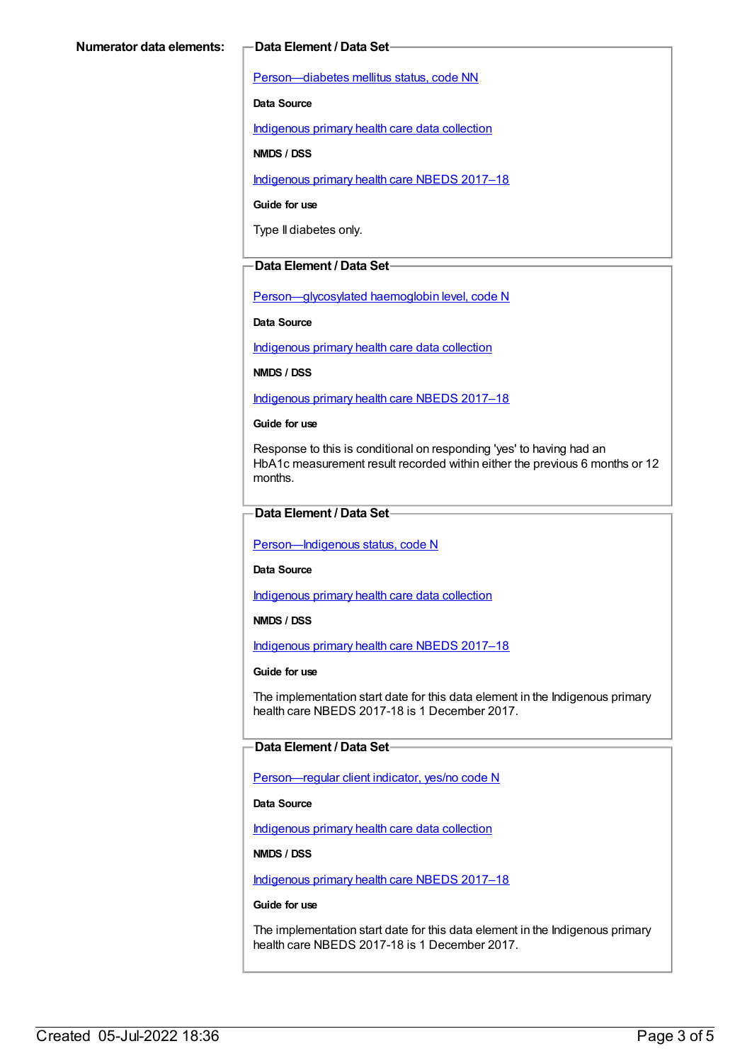**Numerator data elements:**

**Data Element / Data Set**

Person—diabetes mellitus status, code NN

**Data Source**

Indigenous primary health care data collection

**NMDS / DSS**

Indigenous primary health care NBEDS 2017–18

**Guide for use**

Type II diabetes only.

**Data Element / Data Set**

Person—glycosylated haemoglobin level, code N

**Data Source**

Indigenous primary health care data collection

**NMDS / DSS**

Indigenous primary health care NBEDS 2017–18

**Guide for use**

Response to this is conditional on responding 'yes' to having had an HbA1c measurement result recorded within either the previous 6 months or 12 months.

**Data Element / Data Set**

Person—Indigenous status, code N

**Data Source**

Indigenous primary health care data collection

**NMDS / DSS**

Indigenous primary health care NBEDS 2017–18

**Guide for use**

The implementation start date for this data element in the Indigenous primary health care NBEDS 2017-18 is 1 December 2017.

**Data Element / Data Set**

Person—regular client indicator, yes/no code N

**Data Source**

Indigenous primary health care data collection

**NMDS / DSS**

Indigenous primary health care NBEDS 2017–18

**Guide for use**

The implementation start date for this data element in the Indigenous primary health care NBEDS 2017-18 is 1 December 2017.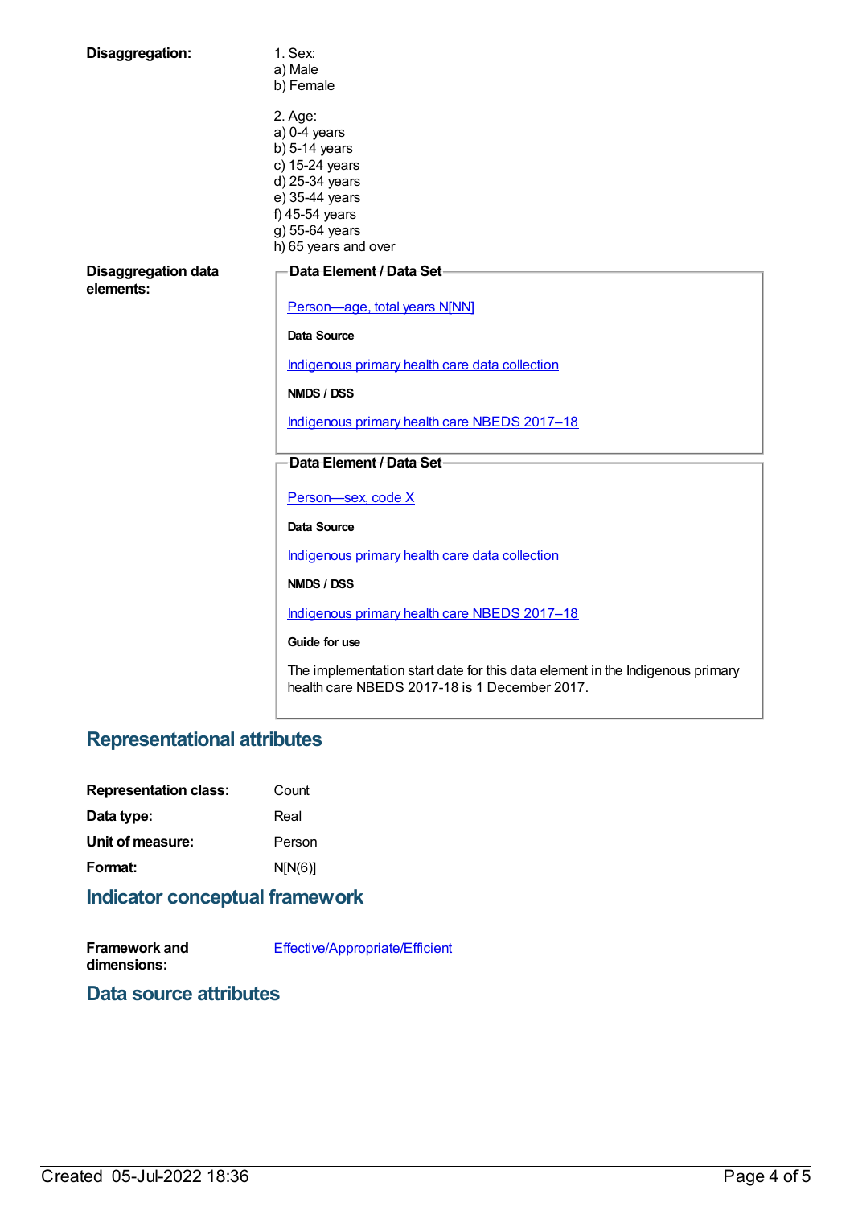**Disaggregation:**

1. Sex:
a) Male
b) Female

2. Age:
a) 0-4 years
b) 5-14 years
c) 15-24 years
d) 25-34 years
e) 35-44 years
f) 45-54 years
g) 55-64 years
h) 65 years and over

**Disaggregation data elements:**

**Data Element / Data Set**

Person—age, total years N[NN]

**Data Source**

Indigenous primary health care data collection

**NMDS / DSS**

Indigenous primary health care NBEDS 2017–18

**Data Element / Data Set**

Person—sex, code X

**Data Source**

Indigenous primary health care data collection

**NMDS / DSS**

Indigenous primary health care NBEDS 2017–18

**Guide for use**

The implementation start date for this data element in the Indigenous primary health care NBEDS 2017-18 is 1 December 2017.

## Representational attributes

**Representation class:** Count

**Data type:** Real

**Unit of measure:** Person

**Format:** N[N(6)]

## Indicator conceptual framework

**Framework and dimensions:** Effective/Appropriate/Efficient

## Data source attributes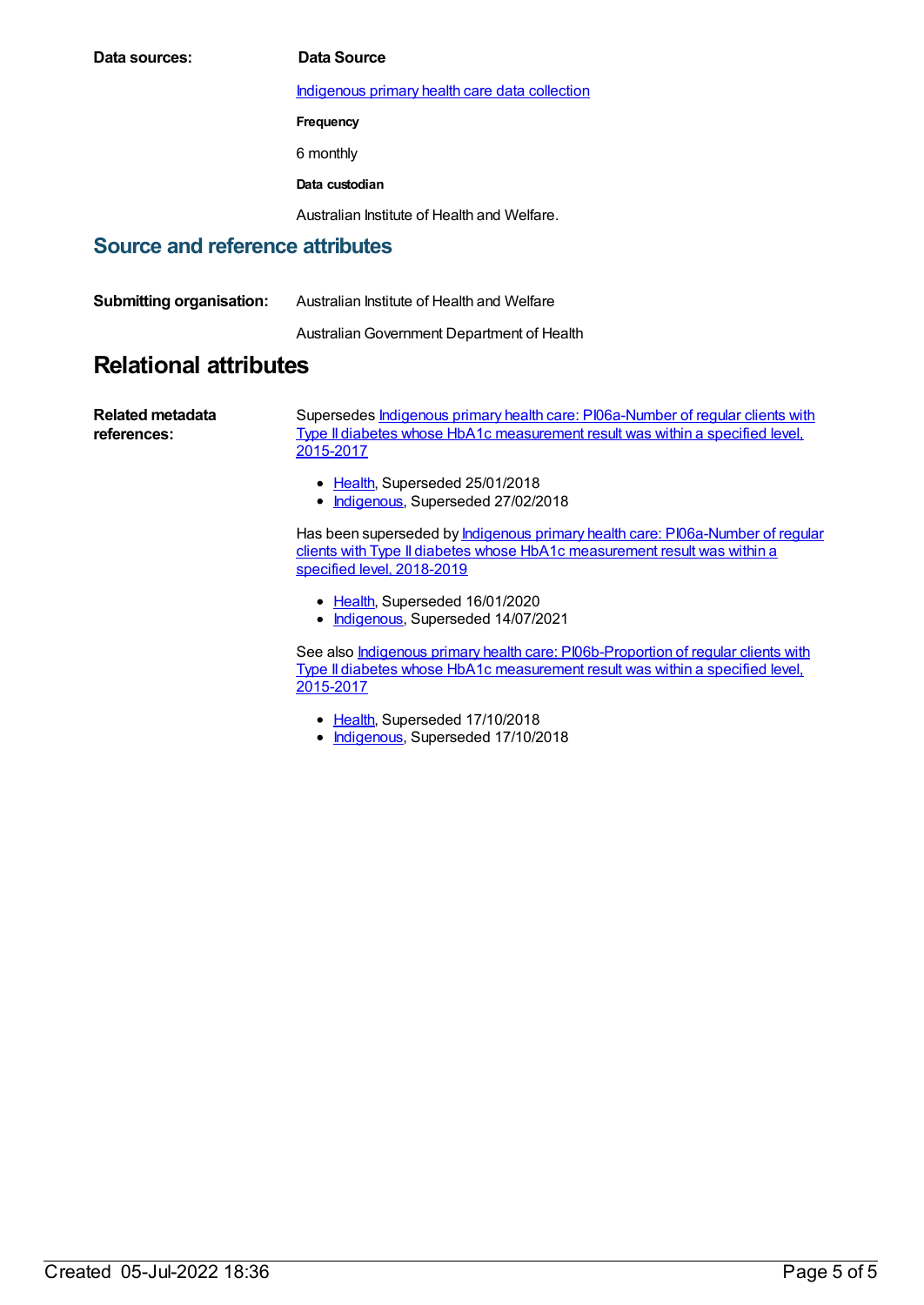**Data sources:**

**Data Source**

Indigenous primary health care data collection

**Frequency**

6 monthly

**Data custodian**

Australian Institute of Health and Welfare.

## Source and reference attributes

**Submitting organisation:** Australian Institute of Health and Welfare

Australian Government Department of Health

# Relational attributes

**Related metadata references:**

Supersedes Indigenous primary health care: PI06a-Number of regular clients with Type II diabetes whose HbA1c measurement result was within a specified level, 2015-2017

- Health, Superseded 25/01/2018
- Indigenous, Superseded 27/02/2018

Has been superseded by Indigenous primary health care: PI06a-Number of regular clients with Type II diabetes whose HbA1c measurement result was within a specified level, 2018-2019

- Health, Superseded 16/01/2020
- Indigenous, Superseded 14/07/2021

See also Indigenous primary health care: PI06b-Proportion of regular clients with Type II diabetes whose HbA1c measurement result was within a specified level, 2015-2017

- Health, Superseded 17/10/2018
- Indigenous, Superseded 17/10/2018